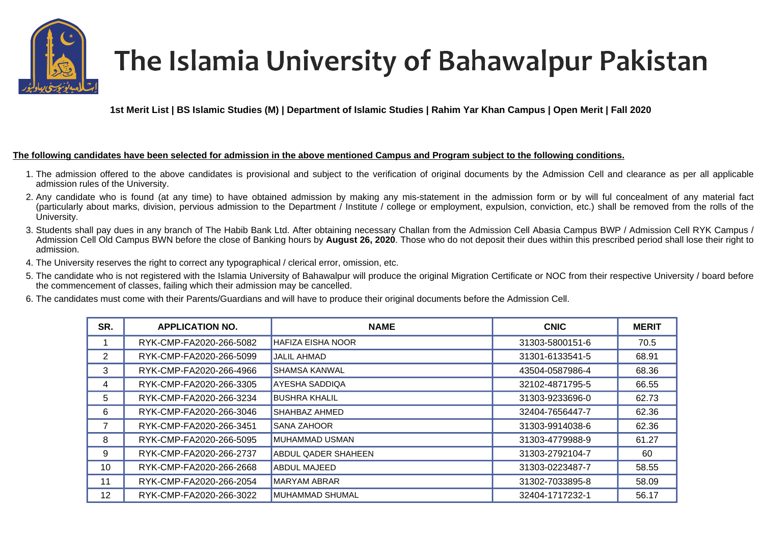# The Islamia University of Bahawalpur Pakistan

**1st Merit List | BS Islamic Studies (M) | Department of Islamic Studies | Rahim Yar Khan Campus | Open Merit | Fall 2020**

**The following candidates have been selected for admission in the above mentioned Campus and Program subject to the following conditions.**

1. The admission offered to the above candidates is provisional and subject to the verification of original documents by the Admission Cell and clearance as per all applicable admission rules of the University.
2. Any candidate who is found (at any time) to have obtained admission by making any mis-statement in the admission form or by will ful concealment of any material fact (particularly about marks, division, pervious admission to the Department / Institute / college or employment, expulsion, conviction, etc.) shall be removed from the rolls of the University.
3. Students shall pay dues in any branch of The Habib Bank Ltd. After obtaining necessary Challan from the Admission Cell Abasia Campus BWP / Admission Cell RYK Campus / Admission Cell Old Campus BWN before the close of Banking hours by **August 26, 2020**. Those who do not deposit their dues within this prescribed period shall lose their right to admission.
4. The University reserves the right to correct any typographical / clerical error, omission, etc.
5. The candidate who is not registered with the Islamia University of Bahawalpur will produce the original Migration Certificate or NOC from their respective University / board before the commencement of classes, failing which their admission may be cancelled.
6. The candidates must come with their Parents/Guardians and will have to produce their original documents before the Admission Cell.

| SR. | APPLICATION NO. | NAME | CNIC | MERIT |
|---|---|---|---|---|
| 1 | RYK-CMP-FA2020-266-5082 | HAFIZA EISHA NOOR | 31303-5800151-6 | 70.5 |
| 2 | RYK-CMP-FA2020-266-5099 | JALIL AHMAD | 31301-6133541-5 | 68.91 |
| 3 | RYK-CMP-FA2020-266-4966 | SHAMSA KANWAL | 43504-0587986-4 | 68.36 |
| 4 | RYK-CMP-FA2020-266-3305 | AYESHA SADDIQA | 32102-4871795-5 | 66.55 |
| 5 | RYK-CMP-FA2020-266-3234 | BUSHRA KHALIL | 31303-9233696-0 | 62.73 |
| 6 | RYK-CMP-FA2020-266-3046 | SHAHBAZ AHMED | 32404-7656447-7 | 62.36 |
| 7 | RYK-CMP-FA2020-266-3451 | SANA ZAHOOR | 31303-9914038-6 | 62.36 |
| 8 | RYK-CMP-FA2020-266-5095 | MUHAMMAD USMAN | 31303-4779988-9 | 61.27 |
| 9 | RYK-CMP-FA2020-266-2737 | ABDUL QADER SHAHEEN | 31303-2792104-7 | 60 |
| 10 | RYK-CMP-FA2020-266-2668 | ABDUL MAJEED | 31303-0223487-7 | 58.55 |
| 11 | RYK-CMP-FA2020-266-2054 | MARYAM ABRAR | 31302-7033895-8 | 58.09 |
| 12 | RYK-CMP-FA2020-266-3022 | MUHAMMAD SHUMAL | 32404-1717232-1 | 56.17 |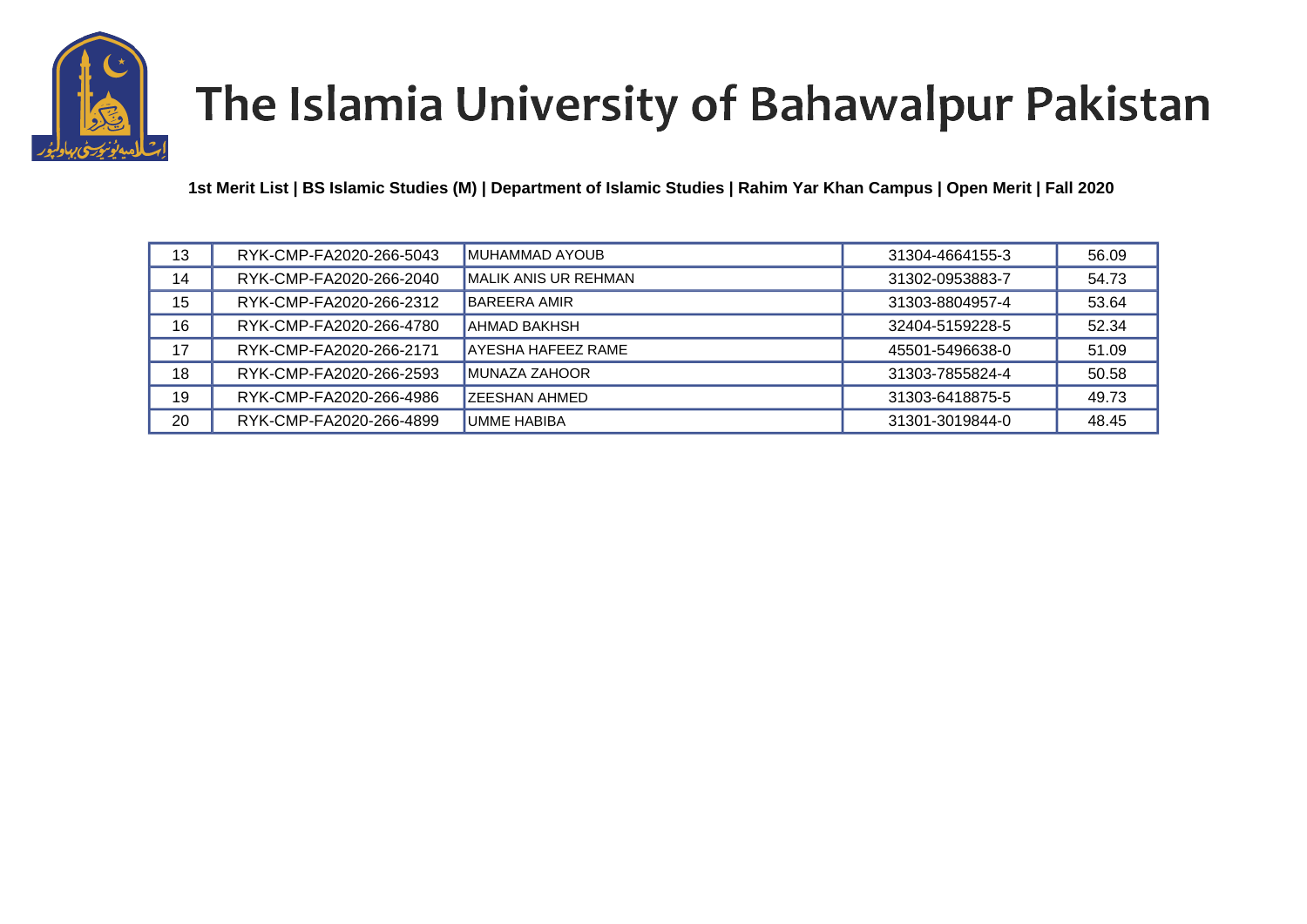# The Islamia University of Bahawalpur Pakistan

**1st Merit List | BS Islamic Studies (M) | Department of Islamic Studies | Rahim Yar Khan Campus | Open Merit | Fall 2020**

| | | | | |
|---|---|---|---|---|
| 13 | RYK-CMP-FA2020-266-5043 | MUHAMMAD AYOUB | 31304-4664155-3 | 56.09 |
| 14 | RYK-CMP-FA2020-266-2040 | MALIK ANIS UR REHMAN | 31302-0953883-7 | 54.73 |
| 15 | RYK-CMP-FA2020-266-2312 | BAREERA AMIR | 31303-8804957-4 | 53.64 |
| 16 | RYK-CMP-FA2020-266-4780 | AHMAD BAKHSH | 32404-5159228-5 | 52.34 |
| 17 | RYK-CMP-FA2020-266-2171 | AYESHA HAFEEZ RAME | 45501-5496638-0 | 51.09 |
| 18 | RYK-CMP-FA2020-266-2593 | MUNAZA ZAHOOR | 31303-7855824-4 | 50.58 |
| 19 | RYK-CMP-FA2020-266-4986 | ZEESHAN AHMED | 31303-6418875-5 | 49.73 |
| 20 | RYK-CMP-FA2020-266-4899 | UMME HABIBA | 31301-3019844-0 | 48.45 |